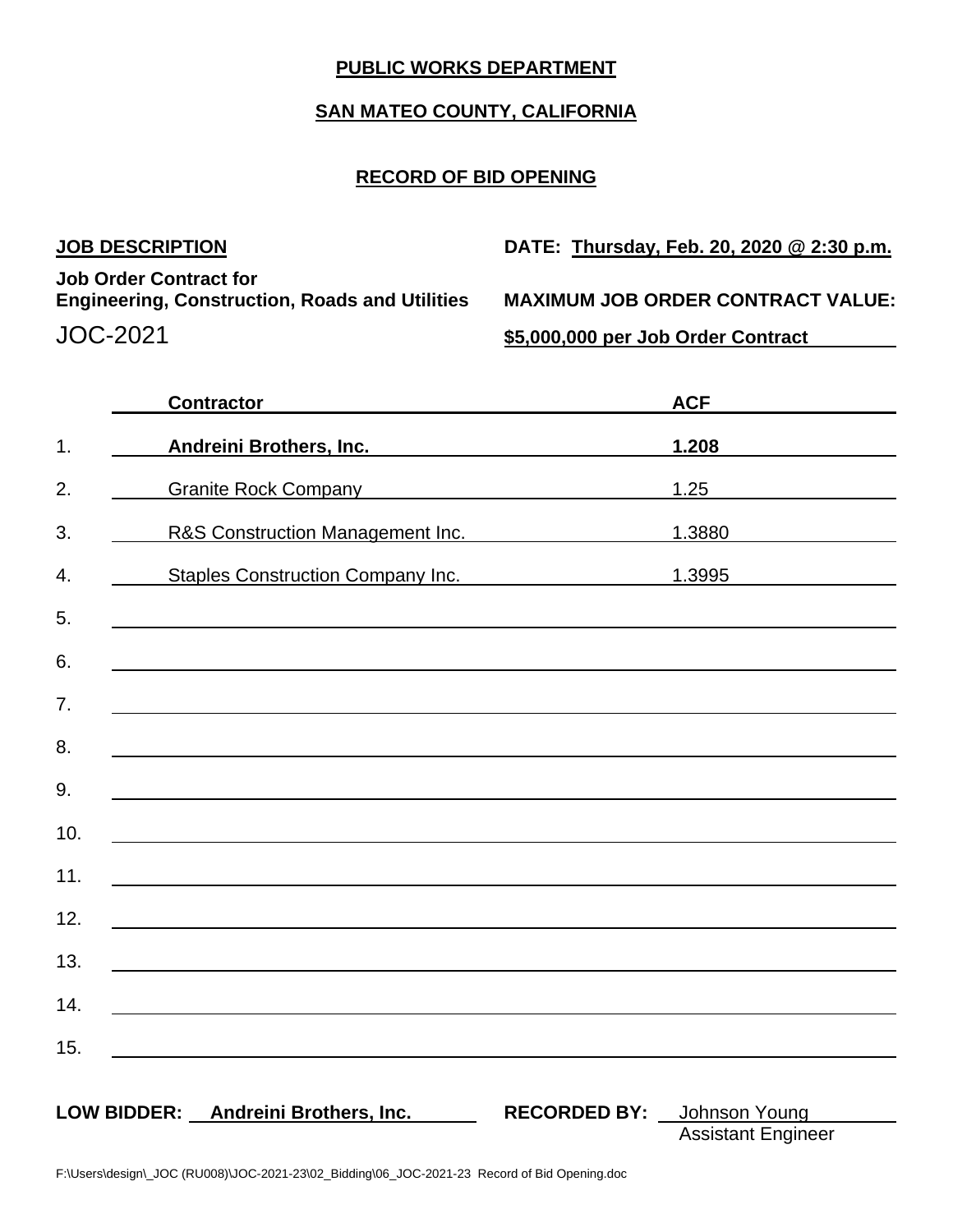**PUBLIC WORKS DEPARTMENT**

**SAN MATEO COUNTY, CALIFORNIA**

**RECORD OF BID OPENING**

**JOB DESCRIPTION**

**Job Order Contract for**
**Engineering, Construction, Roads and Utilities**

JOC-2021

**DATE: Thursday, Feb. 20, 2020 @ 2:30 p.m.**

**MAXIMUM JOB ORDER CONTRACT VALUE:**

**$5,000,000 per Job Order Contract**

| | Contractor | ACF |
|---|---|---|
| 1. | **Andreini Brothers, Inc.** | **1.208** |
| 2. | Granite Rock Company | 1.25 |
| 3. | R&S Construction Management Inc. | 1.3880 |
| 4. | Staples Construction Company Inc. | 1.3995 |
| 5. | | |
| 6. | | |
| 7. | | |
| 8. | | |
| 9. | | |
| 10. | | |
| 11. | | |
| 12. | | |
| 13. | | |
| 14. | | |
| 15. | | |

**LOW BIDDER:** **Andreini Brothers, Inc.**

**RECORDED BY:** Johnson Young
Assistant Engineer

F:\Users\design\_JOC (RU008)\JOC-2021-23\02_Bidding\06_JOC-2021-23 Record of Bid Opening.doc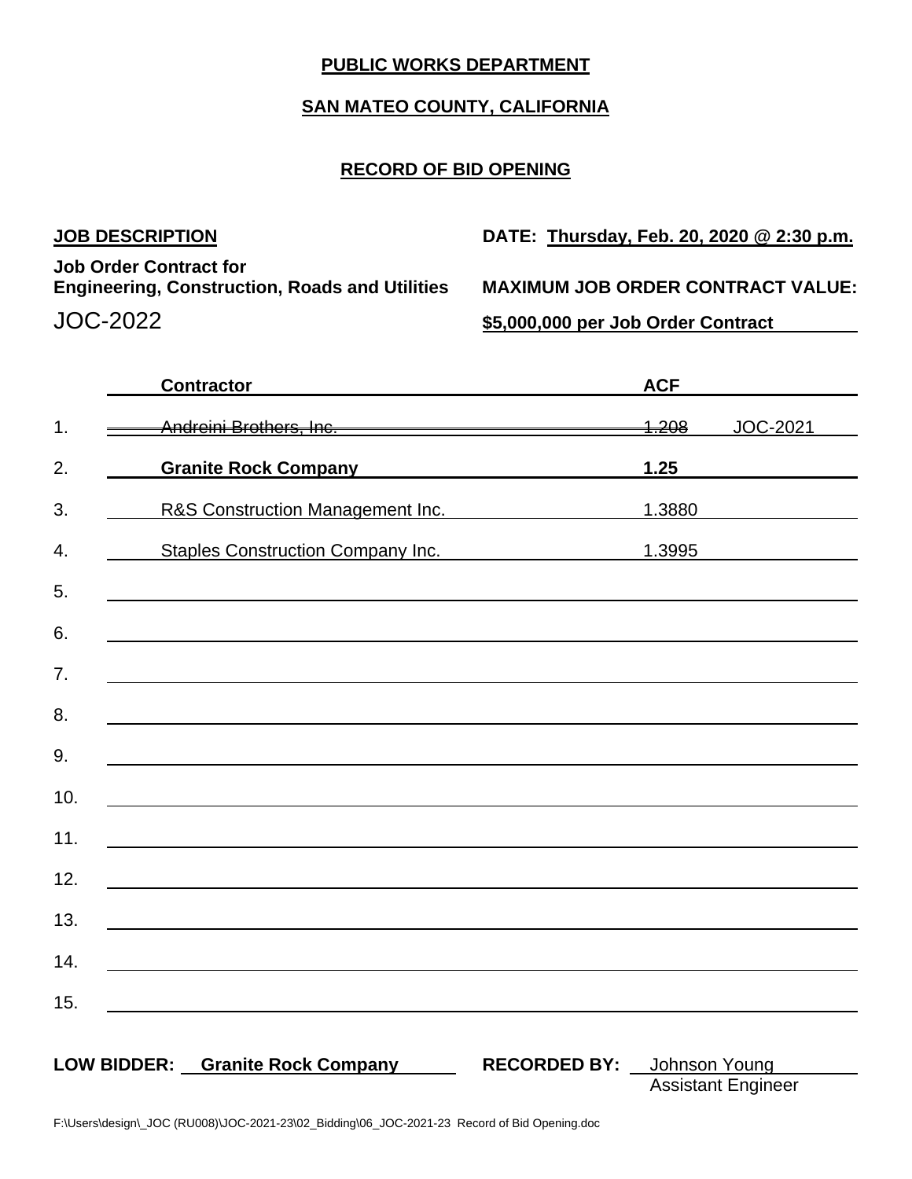**PUBLIC WORKS DEPARTMENT**

**SAN MATEO COUNTY, CALIFORNIA**

**RECORD OF BID OPENING**

**JOB DESCRIPTION**

**Job Order Contract for**
**Engineering, Construction, Roads and Utilities**

JOC-2022

**DATE: Thursday, Feb. 20, 2020 @ 2:30 p.m.**

**MAXIMUM JOB ORDER CONTRACT VALUE:**

**$5,000,000 per Job Order Contract**

| | Contractor | ACF | |
|---|---|---|---|
| 1. | ~~Andreini Brothers, Inc.~~ | ~~1.208~~ | JOC-2021 |
| 2. | **Granite Rock Company** | **1.25** | |
| 3. | R&S Construction Management Inc. | 1.3880 | |
| 4. | Staples Construction Company Inc. | 1.3995 | |
| 5. | | | |
| 6. | | | |
| 7. | | | |
| 8. | | | |
| 9. | | | |
| 10. | | | |
| 11. | | | |
| 12. | | | |
| 13. | | | |
| 14. | | | |
| 15. | | | |

**LOW BIDDER:** **Granite Rock Company**

**RECORDED BY:** Johnson Young
Assistant Engineer

F:\Users\design\_JOC (RU008)\JOC-2021-23\02_Bidding\06_JOC-2021-23 Record of Bid Opening.doc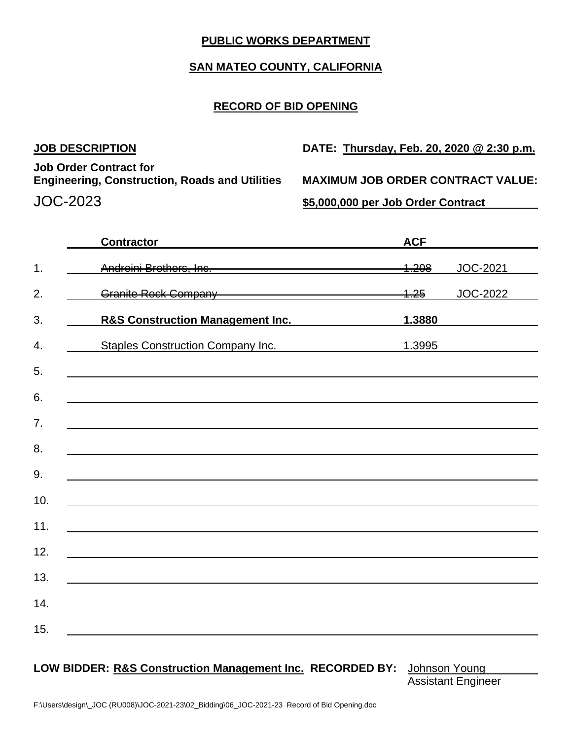**PUBLIC WORKS DEPARTMENT**

**SAN MATEO COUNTY, CALIFORNIA**

**RECORD OF BID OPENING**

**JOB DESCRIPTION**

**Job Order Contract for**
**Engineering, Construction, Roads and Utilities**

JOC-2023

**DATE: Thursday, Feb. 20, 2020 @ 2:30 p.m.**

**MAXIMUM JOB ORDER CONTRACT VALUE:**

**$5,000,000 per Job Order Contract**

| | Contractor | ACF | |
|---|---|---|---|
| 1. | ~~Andreini Brothers, Inc.~~ | ~~1.208~~ | JOC-2021 |
| 2. | ~~Granite Rock Company~~ | ~~1.25~~ | JOC-2022 |
| 3. | **R&S Construction Management Inc.** | **1.3880** | |
| 4. | Staples Construction Company Inc. | 1.3995 | |
| 5. | | | |
| 6. | | | |
| 7. | | | |
| 8. | | | |
| 9. | | | |
| 10. | | | |
| 11. | | | |
| 12. | | | |
| 13. | | | |
| 14. | | | |
| 15. | | | |

**LOW BIDDER: R&S Construction Management Inc. RECORDED BY:** Johnson Young
Assistant Engineer

F:\Users\design\_JOC (RU008)\JOC-2021-23\02_Bidding\06_JOC-2021-23 Record of Bid Opening.doc